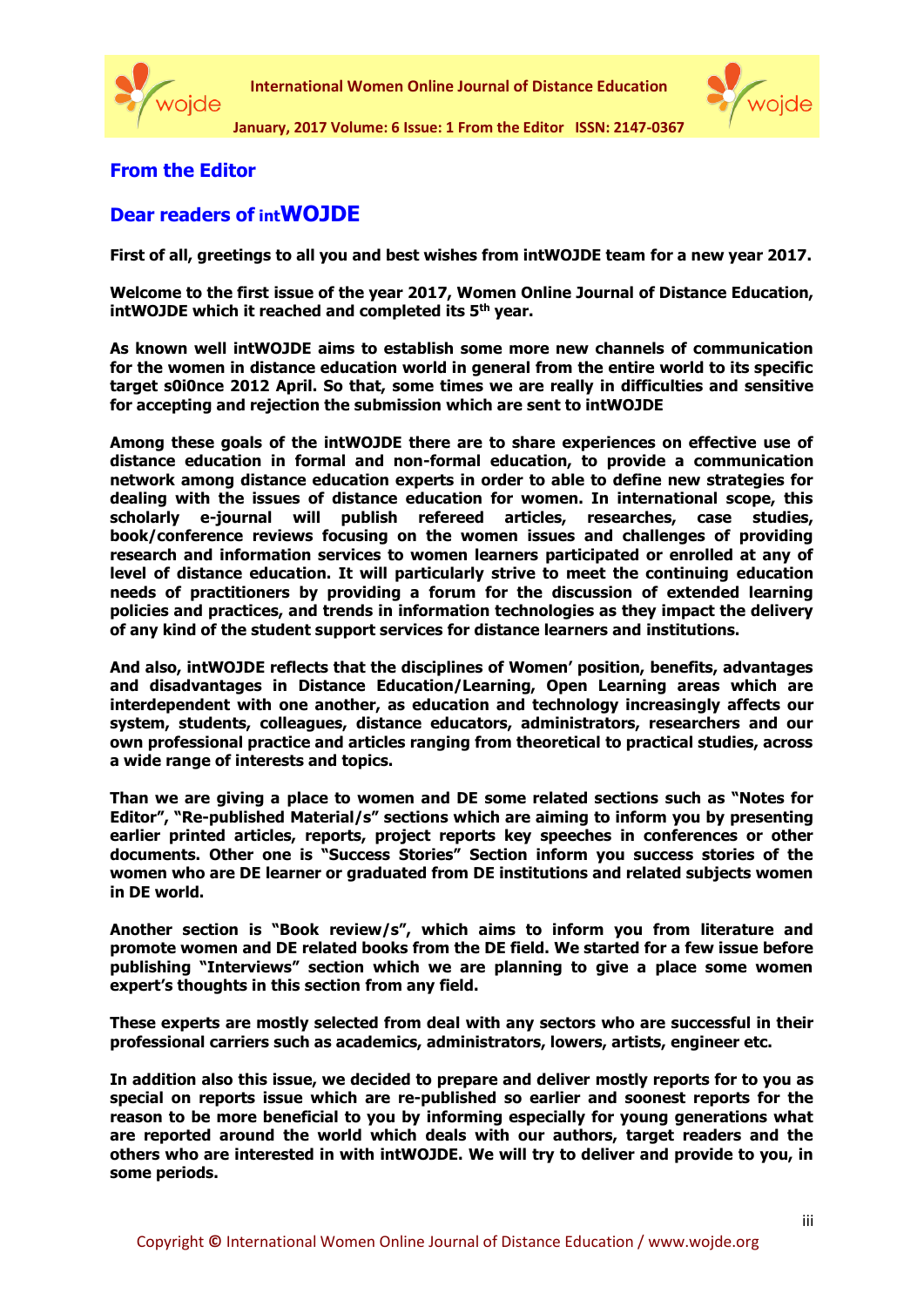## From the Editor

## Dear readers of intWOJDE

**First of all, greetings to all you and best wishes from intWOJDE team for a new year 2017.**

**Welcome to the first issue of the year 2017, Women Online Journal of Distance Education, intWOJDE which it reached and completed its 5th year.**

**As known well intWOJDE aims to establish some more new channels of communication for the women in distance education world in general from the entire world to its specific target s0i0nce 2012 April. So that, some times we are really in difficulties and sensitive for accepting and rejection the submission which are sent to intWOJDE**

**Among these goals of the intWOJDE there are to share experiences on effective use of distance education in formal and non-formal education, to provide a communication network among distance education experts in order to able to define new strategies for dealing with the issues of distance education for women. In international scope, this scholarly e-journal will publish refereed articles, researches, case studies, book/conference reviews focusing on the women issues and challenges of providing research and information services to women learners participated or enrolled at any of level of distance education. It will particularly strive to meet the continuing education needs of practitioners by providing a forum for the discussion of extended learning policies and practices, and trends in information technologies as they impact the delivery of any kind of the student support services for distance learners and institutions.**

**And also, intWOJDE reflects that the disciplines of Women' position, benefits, advantages and disadvantages in Distance Education/Learning, Open Learning areas which are interdependent with one another, as education and technology increasingly affects our system, students, colleagues, distance educators, administrators, researchers and our own professional practice and articles ranging from theoretical to practical studies, across a wide range of interests and topics.**

**Than we are giving a place to women and DE some related sections such as "Notes for Editor", "Re-published Material/s" sections which are aiming to inform you by presenting earlier printed articles, reports, project reports key speeches in conferences or other documents. Other one is "Success Stories" Section inform you success stories of the women who are DE learner or graduated from DE institutions and related subjects women in DE world.**

**Another section is "Book review/s", which aims to inform you from literature and promote women and DE related books from the DE field. We started for a few issue before publishing "Interviews" section which we are planning to give a place some women expert's thoughts in this section from any field.**

**These experts are mostly selected from deal with any sectors who are successful in their professional carriers such as academics, administrators, lowers, artists, engineer etc.**

**In addition also this issue, we decided to prepare and deliver mostly reports for to you as special on reports issue which are re-published so earlier and soonest reports for the reason to be more beneficial to you by informing especially for young generations what are reported around the world which deals with our authors, target readers and the others who are interested in with intWOJDE. We will try to deliver and provide to you, in some periods.**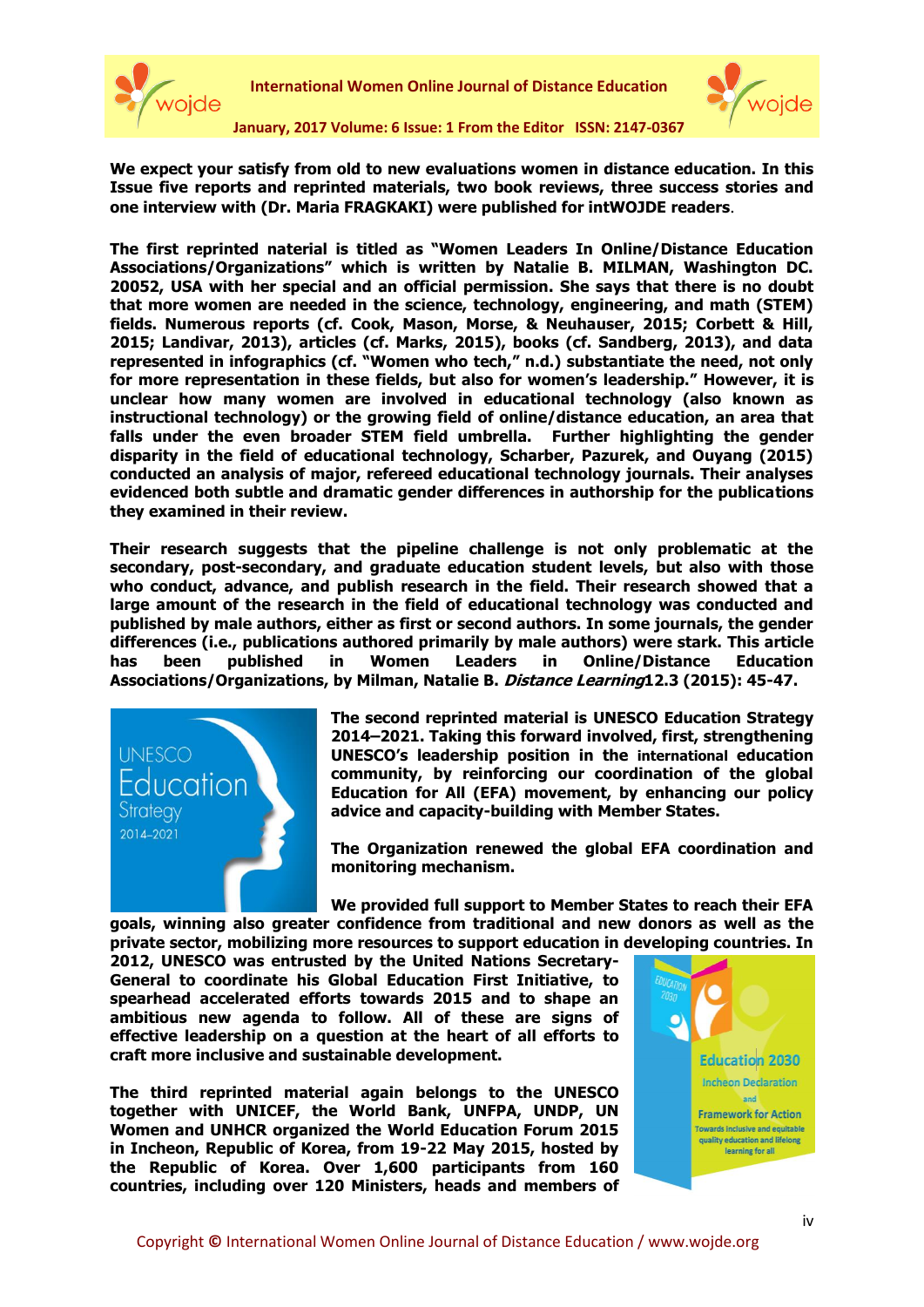**We expect your satisfy from old to new evaluations women in distance education. In this Issue five reports and reprinted materials, two book reviews, three success stories and one interview with (Dr. Maria FRAGKAKI) were published for intWOJDE readers**.

**The first reprinted material is titled as "Women Leaders In Online/Distance Education Associations/Organizations" which is written by Natalie B. MILMAN, Washington DC. 20052, USA with her special and an official permission. She says that there is no doubt that more women are needed in the science, technology, engineering, and math (STEM) fields. Numerous reports (cf. Cook, Mason, Morse, & Neuhauser, 2015; Corbett & Hill, 2015; Landivar, 2013), articles (cf. Marks, 2015), books (cf. Sandberg, 2013), and data represented in infographics (cf. "Women who tech," n.d.) substantiate the need, not only for more representation in these fields, but also for women's leadership." However, it is unclear how many women are involved in educational technology (also known as instructional technology) or the growing field of online/distance education, an area that falls under the even broader STEM field umbrella. Further highlighting the gender disparity in the field of educational technology, Scharber, Pazurek, and Ouyang (2015) conducted an analysis of major, refereed educational technology journals. Their analyses evidenced both subtle and dramatic gender differences in authorship for the publications they examined in their review.**

**Their research suggests that the pipeline challenge is not only problematic at the secondary, post-secondary, and graduate education student levels, but also with those who conduct, advance, and publish research in the field. Their research showed that a large amount of the research in the field of educational technology was conducted and published by male authors, either as first or second authors. In some journals, the gender differences (i.e., publications authored primarily by male authors) were stark. This article has been published in Women Leaders in Online/Distance Education Associations/Organizations, by Milman, Natalie B. *Distance Learning*12.3 (2015): 45-47.**

**The second reprinted material is UNESCO Education Strategy 2014–2021. Taking this forward involved, first, strengthening UNESCO's leadership position in the international education community, by reinforcing our coordination of the global Education for All (EFA) movement, by enhancing our policy advice and capacity-building with Member States.**

**The Organization renewed the global EFA coordination and monitoring mechanism.**

**We provided full support to Member States to reach their EFA goals, winning also greater confidence from traditional and new donors as well as the private sector, mobilizing more resources to support education in developing countries. In 2012, UNESCO was entrusted by the United Nations Secretary-General to coordinate his Global Education First Initiative, to spearhead accelerated efforts towards 2015 and to shape an ambitious new agenda to follow. All of these are signs of effective leadership on a question at the heart of all efforts to craft more inclusive and sustainable development.**

**The third reprinted material again belongs to the UNESCO together with UNICEF, the World Bank, UNFPA, UNDP, UN Women and UNHCR organized the World Education Forum 2015 in Incheon, Republic of Korea, from 19-22 May 2015, hosted by the Republic of Korea. Over 1,600 participants from 160 countries, including over 120 Ministers, heads and members of**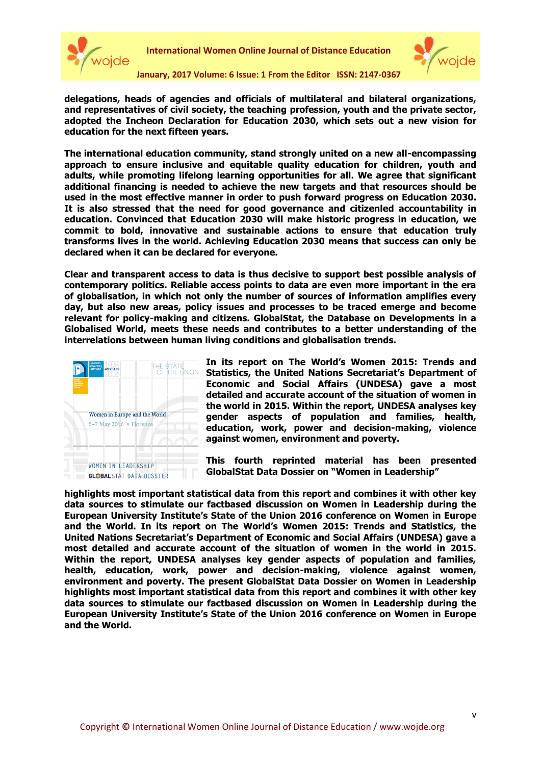**delegations, heads of agencies and officials of multilateral and bilateral organizations, and representatives of civil society, the teaching profession, youth and the private sector, adopted the Incheon Declaration for Education 2030, which sets out a new vision for education for the next fifteen years.**

**The international education community, stand strongly united on a new all-encompassing approach to ensure inclusive and equitable quality education for children, youth and adults, while promoting lifelong learning opportunities for all. We agree that significant additional financing is needed to achieve the new targets and that resources should be used in the most effective manner in order to push forward progress on Education 2030. It is also stressed that the need for good governance and citizenled accountability in education. Convinced that Education 2030 will make historic progress in education, we commit to bold, innovative and sustainable actions to ensure that education truly transforms lives in the world. Achieving Education 2030 means that success can only be declared when it can be declared for everyone.**

**Clear and transparent access to data is thus decisive to support best possible analysis of contemporary politics. Reliable access points to data are even more important in the era of globalisation, in which not only the number of sources of information amplifies every day, but also new areas, policy issues and processes to be traced emerge and become relevant for policy-making and citizens. GlobalStat, the Database on Developments in a Globalised World, meets these needs and contributes to a better understanding of the interrelations between human living conditions and globalisation trends.**

**In its report on The World's Women 2015: Trends and Statistics, the United Nations Secretariat's Department of Economic and Social Affairs (UNDESA) gave a most detailed and accurate account of the situation of women in the world in 2015. Within the report, UNDESA analyses key gender aspects of population and families, health, education, work, power and decision-making, violence against women, environment and poverty.**

**This fourth reprinted material has been presented GlobalStat Data Dossier on "Women in Leadership" highlights most important statistical data from this report and combines it with other key data sources to stimulate our factbased discussion on Women in Leadership during the European University Institute's State of the Union 2016 conference on Women in Europe and the World. In its report on The World's Women 2015: Trends and Statistics, the United Nations Secretariat's Department of Economic and Social Affairs (UNDESA) gave a most detailed and accurate account of the situation of women in the world in 2015. Within the report, UNDESA analyses key gender aspects of population and families, health, education, work, power and decision-making, violence against women, environment and poverty. The present GlobalStat Data Dossier on Women in Leadership highlights most important statistical data from this report and combines it with other key data sources to stimulate our factbased discussion on Women in Leadership during the European University Institute's State of the Union 2016 conference on Women in Europe and the World.**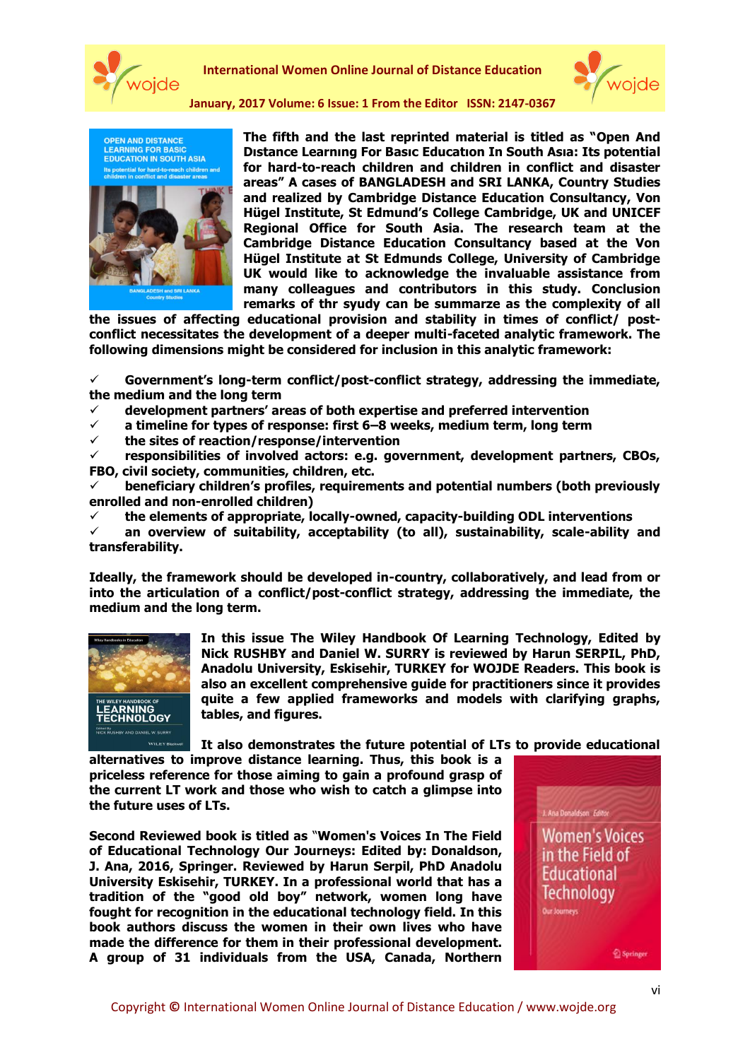**The fifth and the last reprinted material is titled as "Open And Dıstance Learnıng For Basıc Educatıon In South Asıa: Its potential for hard-to-reach children and children in conflict and disaster areas" A cases of BANGLADESH and SRI LANKA, Country Studies and realized by Cambridge Distance Education Consultancy, Von Hügel Institute, St Edmund's College Cambridge, UK and UNICEF Regional Office for South Asia. The research team at the Cambridge Distance Education Consultancy based at the Von Hügel Institute at St Edmunds College, University of Cambridge UK would like to acknowledge the invaluable assistance from many colleagues and contributors in this study. Conclusion remarks of thr syudy can be summarze as the complexity of all the issues of affecting educational provision and stability in times of conflict/ post-conflict necessitates the development of a deeper multi-faceted analytic framework. The following dimensions might be considered for inclusion in this analytic framework:**

- ✓ **Government's long-term conflict/post-conflict strategy, addressing the immediate, the medium and the long term**
- ✓ **development partners' areas of both expertise and preferred intervention**
- ✓ **a timeline for types of response: first 6–8 weeks, medium term, long term**
- ✓ **the sites of reaction/response/intervention**
- ✓ **responsibilities of involved actors: e.g. government, development partners, CBOs, FBO, civil society, communities, children, etc.**
- ✓ **beneficiary children's profiles, requirements and potential numbers (both previously enrolled and non-enrolled children)**
- ✓ **the elements of appropriate, locally-owned, capacity-building ODL interventions**
- ✓ **an overview of suitability, acceptability (to all), sustainability, scale-ability and transferability.**

**Ideally, the framework should be developed in-country, collaboratively, and lead from or into the articulation of a conflict/post-conflict strategy, addressing the immediate, the medium and the long term.**

**In this issue The Wiley Handbook Of Learning Technology, Edited by Nick RUSHBY and Daniel W. SURRY is reviewed by Harun SERPIL, PhD, Anadolu University, Eskisehir, TURKEY for WOJDE Readers. This book is also an excellent comprehensive guide for practitioners since it provides quite a few applied frameworks and models with clarifying graphs, tables, and figures.**

**It also demonstrates the future potential of LTs to provide educational alternatives to improve distance learning. Thus, this book is a priceless reference for those aiming to gain a profound grasp of the current LT work and those who wish to catch a glimpse into the future uses of LTs.**

**Second Reviewed book is titled as "Women's Voices In The Field of Educational Technology Our Journeys: Edited by: Donaldson, J. Ana, 2016, Springer. Reviewed by Harun Serpil, PhD Anadolu University Eskisehir, TURKEY. In a professional world that has a tradition of the "good old boy" network, women long have fought for recognition in the educational technology field. In this book authors discuss the women in their own lives who have made the difference for them in their professional development. A group of 31 individuals from the USA, Canada, Northern**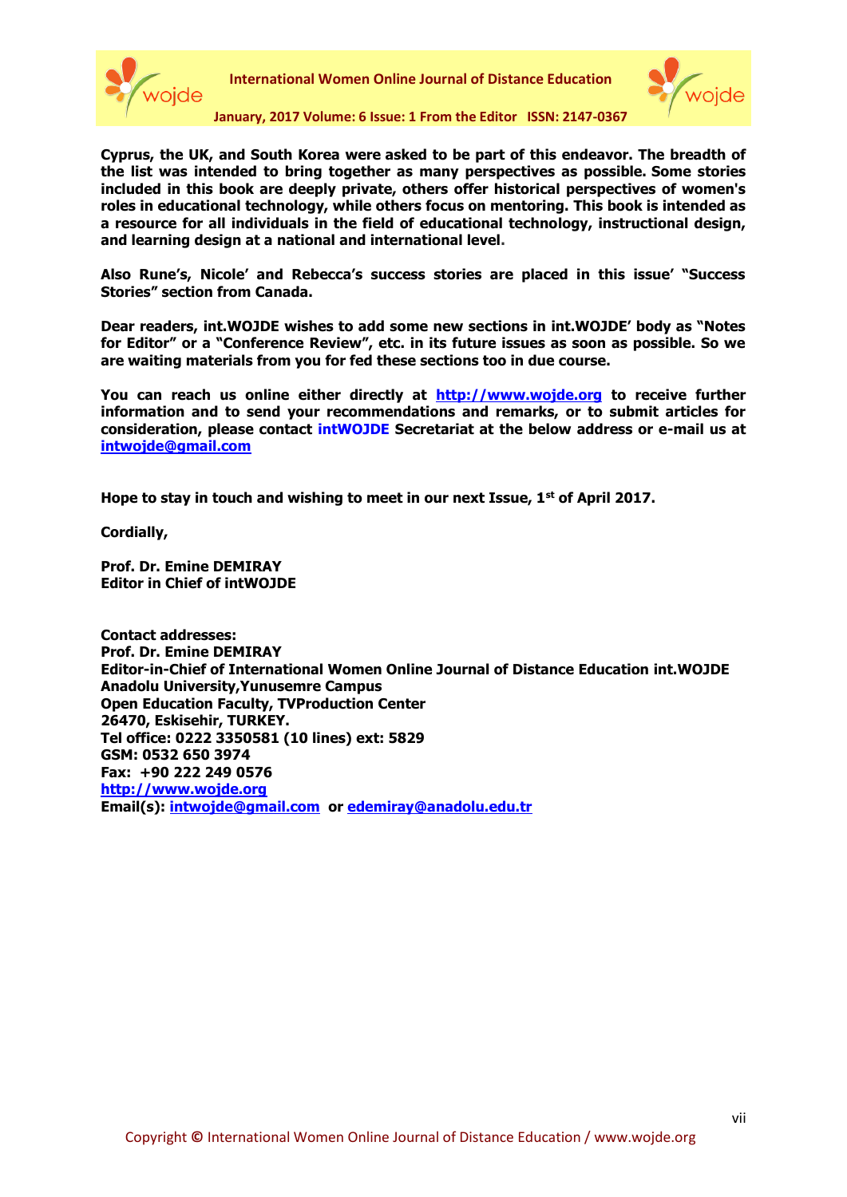**Cyprus, the UK, and South Korea were asked to be part of this endeavor. The breadth of the list was intended to bring together as many perspectives as possible. Some stories included in this book are deeply private, others offer historical perspectives of women's roles in educational technology, while others focus on mentoring. This book is intended as a resource for all individuals in the field of educational technology, instructional design, and learning design at a national and international level.**

**Also Rune's, Nicole' and Rebecca's success stories are placed in this issue' "Success Stories" section from Canada.**

**Dear readers, int.WOJDE wishes to add some new sections in int.WOJDE' body as "Notes for Editor" or a "Conference Review", etc. in its future issues as soon as possible. So we are waiting materials from you for fed these sections too in due course.**

**You can reach us online either directly at http://www.wojde.org to receive further information and to send your recommendations and remarks, or to submit articles for consideration, please contact intWOJDE Secretariat at the below address or e-mail us at intwojde@gmail.com**

**Hope to stay in touch and wishing to meet in our next Issue, 1st of April 2017.**

**Cordially,**

**Prof. Dr. Emine DEMIRAY**
**Editor in Chief of intWOJDE**

**Contact addresses:**
**Prof. Dr. Emine DEMIRAY**
**Editor-in-Chief of International Women Online Journal of Distance Education int.WOJDE**
**Anadolu University,Yunusemre Campus**
**Open Education Faculty, TVProduction Center**
**26470, Eskisehir, TURKEY.**
**Tel office: 0222 3350581 (10 lines) ext: 5829**
**GSM: 0532 650 3974**
**Fax: +90 222 249 0576**
**http://www.wojde.org**
**Email(s): intwojde@gmail.com or edemiray@anadolu.edu.tr**